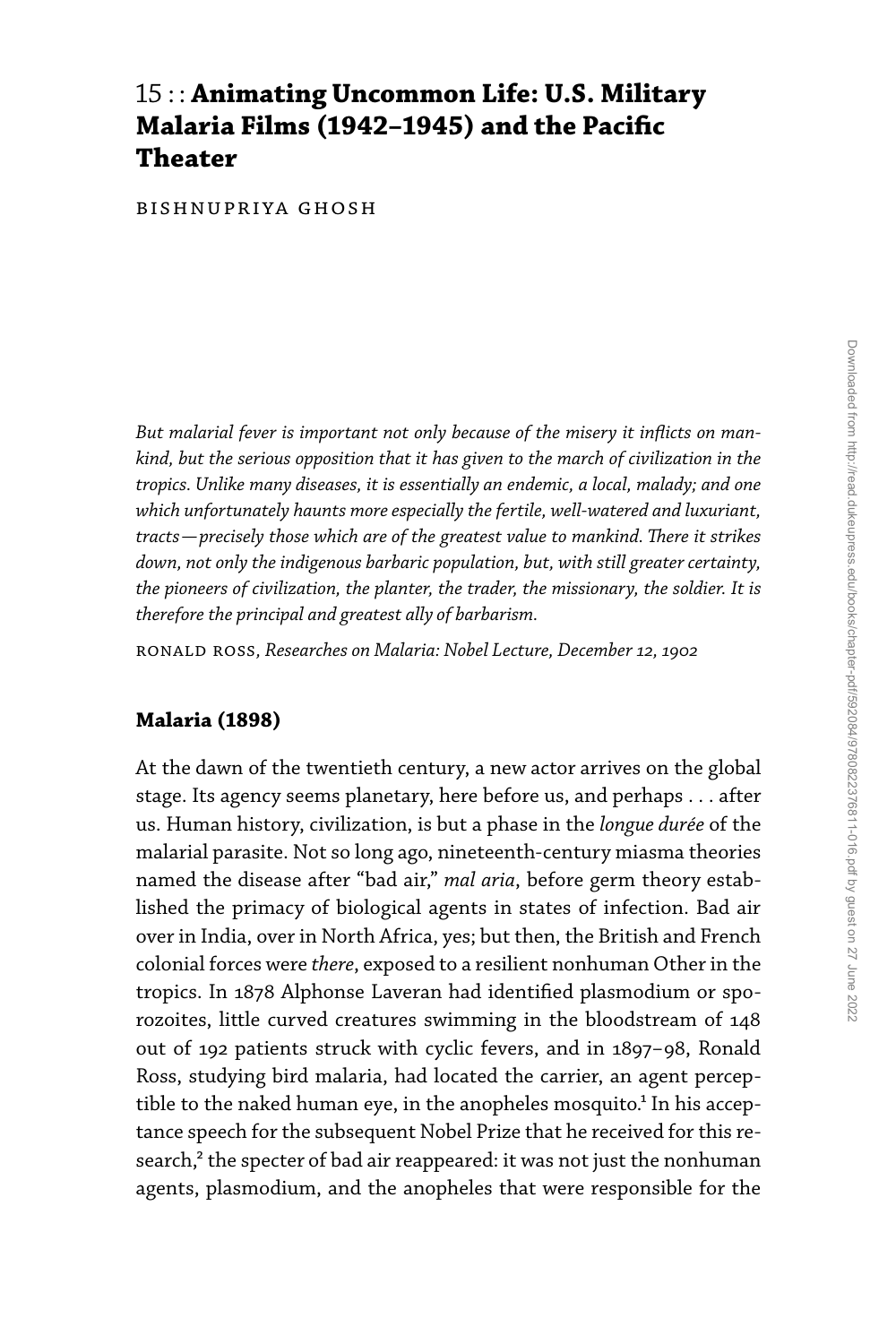# 15 : : **Animating Uncommon Life: U.S. Military Malaria Films (1942–1945) and the Pacific Theater**

BISHNUPRIYA GHOSH

*But malarial fever is important not only because of the misery it inflicts on mankind, but the serious opposition that it has given to the march of civilization in the tropics. Unlike many diseases, it is essentially an endemic, a local, malady; and one which unfortunately haunts more especially the fertile, well-watered and luxuriant, tracts—precisely those which are of the greatest value to mankind. There it strikes down, not only the indigenous barbaric population, but, with still greater certainty, the pioneers of civilization, the planter, the trader, the missionary, the soldier. It is therefore the principal and greatest ally of barbarism.*

RONALD ROSS, *Researches on Malaria: Nobel Lecture, December 12, 1902*

## **Malaria (1898)**

At the dawn of the twentieth century, a new actor arrives on the global stage. Its agency seems planetary, here before us, and perhaps . . . after us. Human history, civilization, is but a phase in the *longue durée* of the malarial parasite. Not so long ago, nineteenth-century miasma theories named the disease after "bad air," *mal aria*, before germ theory established the primacy of biological agents in states of infection. Bad air over in India, over in North Africa, yes; but then, the British and French colonial forces were *there*, exposed to a resilient nonhuman Other in the tropics. In 1878 Alphonse Laveran had identified plasmodium or sporozoites, little curved creatures swimming in the bloodstream of 148 out of 192 patients struck with cyclic fevers, and in 1897–98, Ronald Ross, studying bird malaria, had located the carrier, an agent perceptible to the naked human eye, in the anopheles mosquito.[1] In his acceptance speech for the subsequent Nobel Prize that he received for this research,[2] the specter of bad air reappeared: it was not just the nonhuman agents, plasmodium, and the anopheles that were responsible for the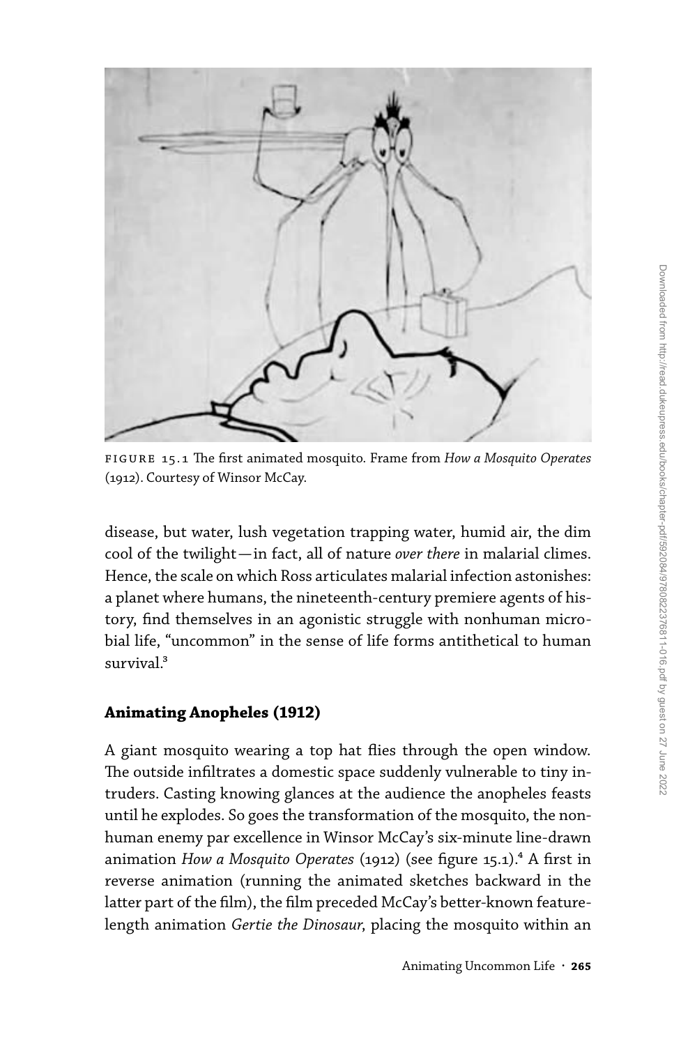FIGURE 15.1 The first animated mosquito. Frame from *How a Mosquito Operates* (1912). Courtesy of Winsor McCay.

disease, but water, lush vegetation trapping water, humid air, the dim cool of the twilight—in fact, all of nature *over there* in malarial climes. Hence, the scale on which Ross articulates malarial infection astonishes: a planet where humans, the nineteenth-century premiere agents of history, find themselves in an agonistic struggle with nonhuman microbial life, "uncommon" in the sense of life forms antithetical to human survival.[3]

## Animating Anopheles (1912)

A giant mosquito wearing a top hat flies through the open window. The outside infiltrates a domestic space suddenly vulnerable to tiny intruders. Casting knowing glances at the audience the anopheles feasts until he explodes. So goes the transformation of the mosquito, the nonhuman enemy par excellence in Winsor McCay's six-minute line-drawn animation *How a Mosquito Operates* (1912) (see figure 15.1).[4] A first in reverse animation (running the animated sketches backward in the latter part of the film), the film preceded McCay's better-known feature-length animation *Gertie the Dinosaur*, placing the mosquito within an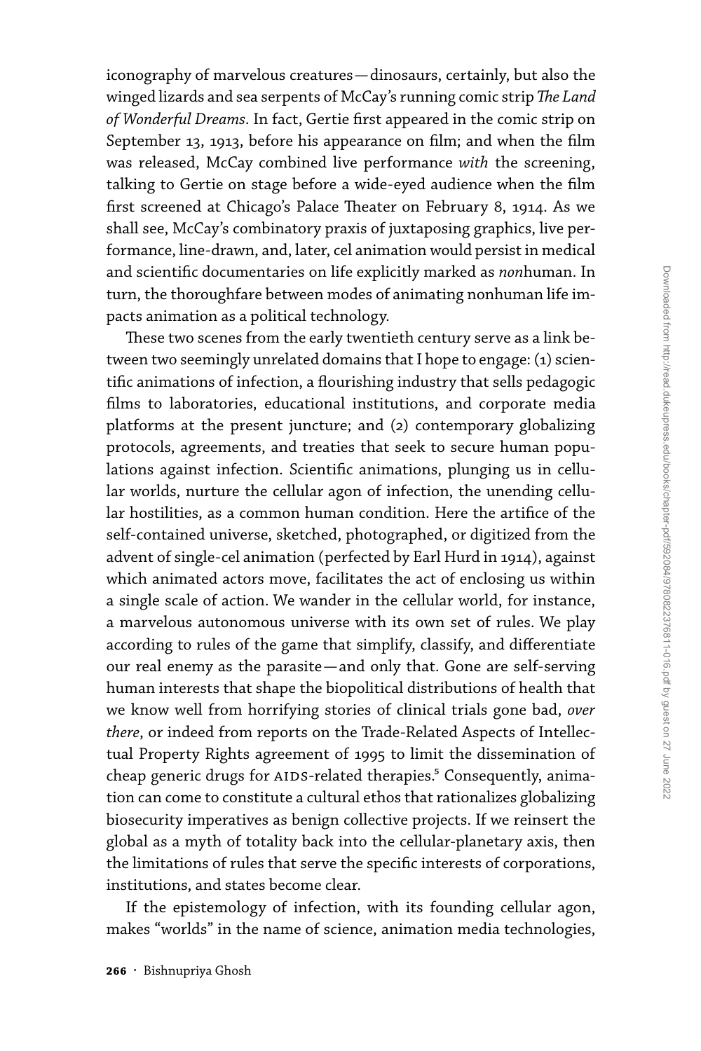iconography of marvelous creatures—dinosaurs, certainly, but also the winged lizards and sea serpents of McCay's running comic strip *The Land of Wonderful Dreams*. In fact, Gertie first appeared in the comic strip on September 13, 1913, before his appearance on film; and when the film was released, McCay combined live performance *with* the screening, talking to Gertie on stage before a wide-eyed audience when the film first screened at Chicago's Palace Theater on February 8, 1914. As we shall see, McCay's combinatory praxis of juxtaposing graphics, live performance, line-drawn, and, later, cel animation would persist in medical and scientific documentaries on life explicitly marked as *non*human. In turn, the thoroughfare between modes of animating nonhuman life impacts animation as a political technology.

These two scenes from the early twentieth century serve as a link between two seemingly unrelated domains that I hope to engage: (1) scientific animations of infection, a flourishing industry that sells pedagogic films to laboratories, educational institutions, and corporate media platforms at the present juncture; and (2) contemporary globalizing protocols, agreements, and treaties that seek to secure human populations against infection. Scientific animations, plunging us in cellular worlds, nurture the cellular agon of infection, the unending cellular hostilities, as a common human condition. Here the artifice of the self-contained universe, sketched, photographed, or digitized from the advent of single-cel animation (perfected by Earl Hurd in 1914), against which animated actors move, facilitates the act of enclosing us within a single scale of action. We wander in the cellular world, for instance, a marvelous autonomous universe with its own set of rules. We play according to rules of the game that simplify, classify, and differentiate our real enemy as the parasite—and only that. Gone are self-serving human interests that shape the biopolitical distributions of health that we know well from horrifying stories of clinical trials gone bad, *over there*, or indeed from reports on the Trade-Related Aspects of Intellectual Property Rights agreement of 1995 to limit the dissemination of cheap generic drugs for AIDS-related therapies.[5] Consequently, animation can come to constitute a cultural ethos that rationalizes globalizing biosecurity imperatives as benign collective projects. If we reinsert the global as a myth of totality back into the cellular-planetary axis, then the limitations of rules that serve the specific interests of corporations, institutions, and states become clear.

If the epistemology of infection, with its founding cellular agon, makes "worlds" in the name of science, animation media technologies,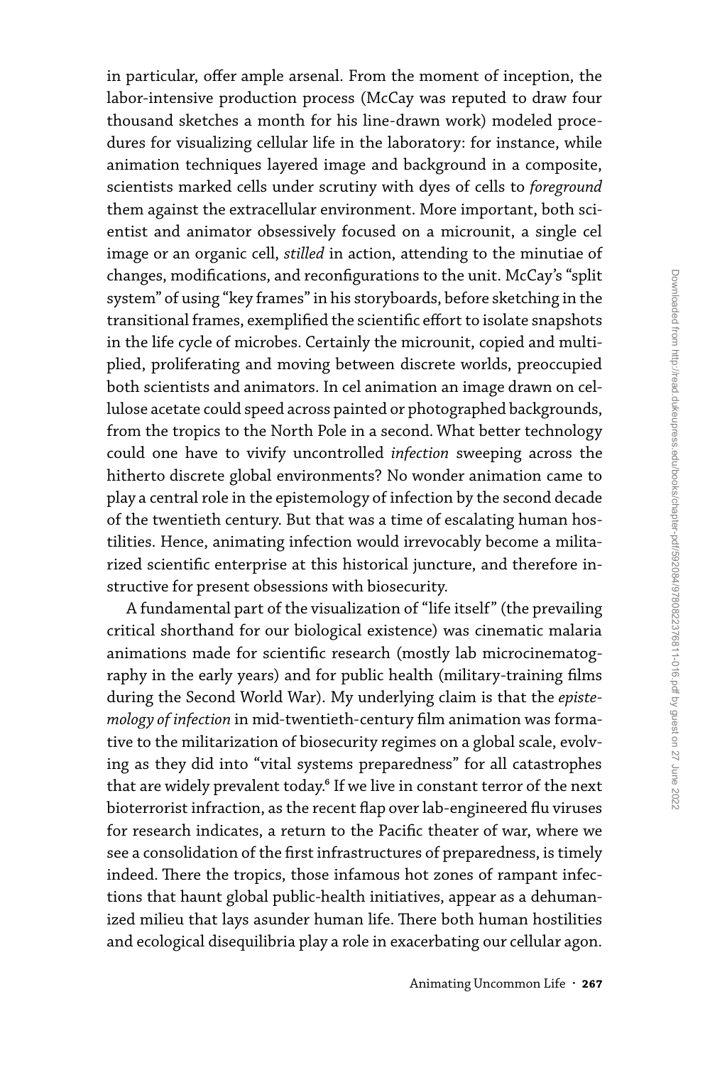in particular, offer ample arsenal. From the moment of inception, the labor-intensive production process (McCay was reputed to draw four thousand sketches a month for his line-drawn work) modeled procedures for visualizing cellular life in the laboratory: for instance, while animation techniques layered image and background in a composite, scientists marked cells under scrutiny with dyes of cells to *foreground* them against the extracellular environment. More important, both scientist and animator obsessively focused on a microunit, a single cel image or an organic cell, *stilled* in action, attending to the minutiae of changes, modifications, and reconfigurations to the unit. McCay's "split system" of using "key frames" in his storyboards, before sketching in the transitional frames, exemplified the scientific effort to isolate snapshots in the life cycle of microbes. Certainly the microunit, copied and multiplied, proliferating and moving between discrete worlds, preoccupied both scientists and animators. In cel animation an image drawn on cellulose acetate could speed across painted or photographed backgrounds, from the tropics to the North Pole in a second. What better technology could one have to vivify uncontrolled *infection* sweeping across the hitherto discrete global environments? No wonder animation came to play a central role in the epistemology of infection by the second decade of the twentieth century. But that was a time of escalating human hostilities. Hence, animating infection would irrevocably become a militarized scientific enterprise at this historical juncture, and therefore instructive for present obsessions with biosecurity.

A fundamental part of the visualization of "life itself" (the prevailing critical shorthand for our biological existence) was cinematic malaria animations made for scientific research (mostly lab microcinematography in the early years) and for public health (military-training films during the Second World War). My underlying claim is that the *epistemology of infection* in mid-twentieth-century film animation was formative to the militarization of biosecurity regimes on a global scale, evolving as they did into "vital systems preparedness" for all catastrophes that are widely prevalent today.[6] If we live in constant terror of the next bioterrorist infraction, as the recent flap over lab-engineered flu viruses for research indicates, a return to the Pacific theater of war, where we see a consolidation of the first infrastructures of preparedness, is timely indeed. There the tropics, those infamous hot zones of rampant infections that haunt global public-health initiatives, appear as a dehumanized milieu that lays asunder human life. There both human hostilities and ecological disequilibria play a role in exacerbating our cellular agon.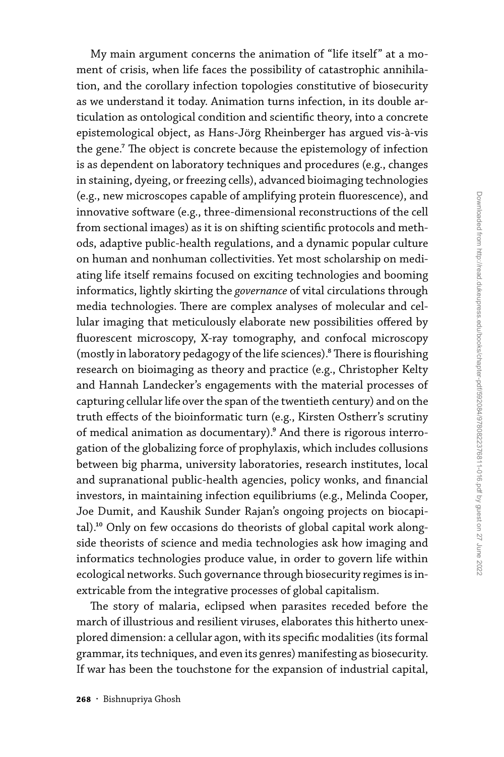My main argument concerns the animation of "life itself" at a moment of crisis, when life faces the possibility of catastrophic annihilation, and the corollary infection topologies constitutive of biosecurity as we understand it today. Animation turns infection, in its double articulation as ontological condition and scientific theory, into a concrete epistemological object, as Hans-Jörg Rheinberger has argued vis-à-vis the gene.[7] The object is concrete because the epistemology of infection is as dependent on laboratory techniques and procedures (e.g., changes in staining, dyeing, or freezing cells), advanced bioimaging technologies (e.g., new microscopes capable of amplifying protein fluorescence), and innovative software (e.g., three-dimensional reconstructions of the cell from sectional images) as it is on shifting scientific protocols and methods, adaptive public-health regulations, and a dynamic popular culture on human and nonhuman collectivities. Yet most scholarship on mediating life itself remains focused on exciting technologies and booming informatics, lightly skirting the *governance* of vital circulations through media technologies. There are complex analyses of molecular and cellular imaging that meticulously elaborate new possibilities offered by fluorescent microscopy, X-ray tomography, and confocal microscopy (mostly in laboratory pedagogy of the life sciences).[8] There is flourishing research on bioimaging as theory and practice (e.g., Christopher Kelty and Hannah Landecker's engagements with the material processes of capturing cellular life over the span of the twentieth century) and on the truth effects of the bioinformatic turn (e.g., Kirsten Ostherr's scrutiny of medical animation as documentary).[9] And there is rigorous interrogation of the globalizing force of prophylaxis, which includes collusions between big pharma, university laboratories, research institutes, local and supranational public-health agencies, policy wonks, and financial investors, in maintaining infection equilibriums (e.g., Melinda Cooper, Joe Dumit, and Kaushik Sunder Rajan's ongoing projects on biocapital).[10] Only on few occasions do theorists of global capital work alongside theorists of science and media technologies ask how imaging and informatics technologies produce value, in order to govern life within ecological networks. Such governance through biosecurity regimes is inextricable from the integrative processes of global capitalism.

The story of malaria, eclipsed when parasites receded before the march of illustrious and resilient viruses, elaborates this hitherto unexplored dimension: a cellular agon, with its specific modalities (its formal grammar, its techniques, and even its genres) manifesting as biosecurity. If war has been the touchstone for the expansion of industrial capital,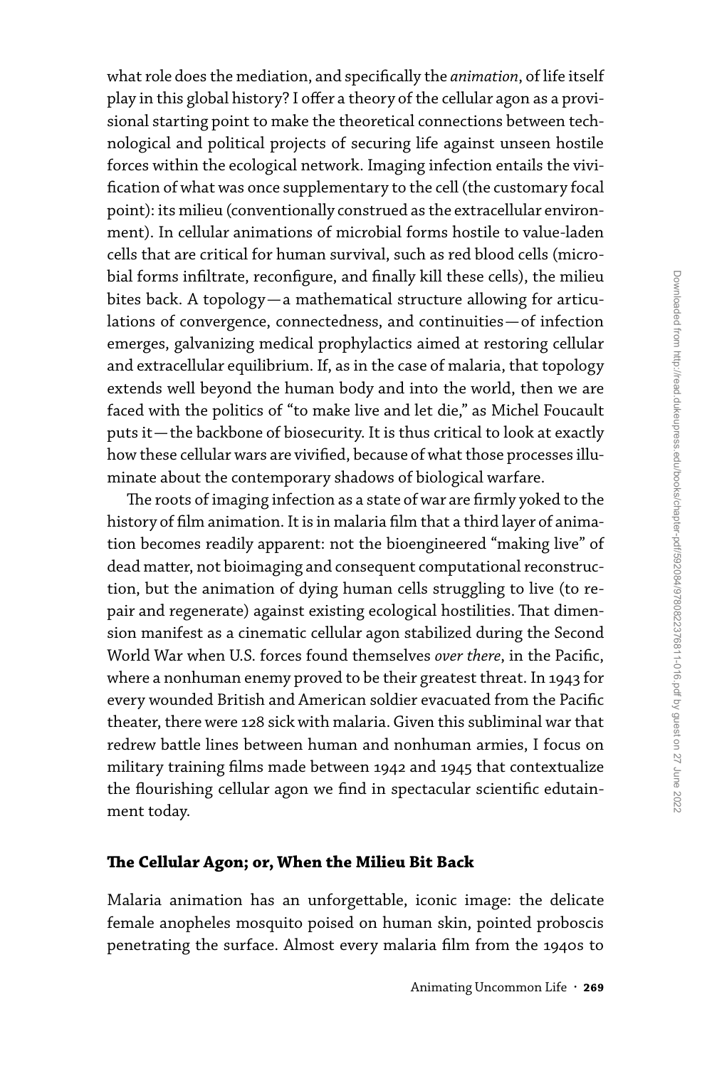what role does the mediation, and specifically the *animation*, of life itself play in this global history? I offer a theory of the cellular agon as a provisional starting point to make the theoretical connections between technological and political projects of securing life against unseen hostile forces within the ecological network. Imaging infection entails the vivification of what was once supplementary to the cell (the customary focal point): its milieu (conventionally construed as the extracellular environment). In cellular animations of microbial forms hostile to value-laden cells that are critical for human survival, such as red blood cells (microbial forms infiltrate, reconfigure, and finally kill these cells), the milieu bites back. A topology—a mathematical structure allowing for articulations of convergence, connectedness, and continuities—of infection emerges, galvanizing medical prophylactics aimed at restoring cellular and extracellular equilibrium. If, as in the case of malaria, that topology extends well beyond the human body and into the world, then we are faced with the politics of "to make live and let die," as Michel Foucault puts it—the backbone of biosecurity. It is thus critical to look at exactly how these cellular wars are vivified, because of what those processes illuminate about the contemporary shadows of biological warfare.

The roots of imaging infection as a state of war are firmly yoked to the history of film animation. It is in malaria film that a third layer of animation becomes readily apparent: not the bioengineered "making live" of dead matter, not bioimaging and consequent computational reconstruction, but the animation of dying human cells struggling to live (to repair and regenerate) against existing ecological hostilities. That dimension manifest as a cinematic cellular agon stabilized during the Second World War when U.S. forces found themselves *over there*, in the Pacific, where a nonhuman enemy proved to be their greatest threat. In 1943 for every wounded British and American soldier evacuated from the Pacific theater, there were 128 sick with malaria. Given this subliminal war that redrew battle lines between human and nonhuman armies, I focus on military training films made between 1942 and 1945 that contextualize the flourishing cellular agon we find in spectacular scientific edutainment today.

## The Cellular Agon; or, When the Milieu Bit Back

Malaria animation has an unforgettable, iconic image: the delicate female anopheles mosquito poised on human skin, pointed proboscis penetrating the surface. Almost every malaria film from the 1940s to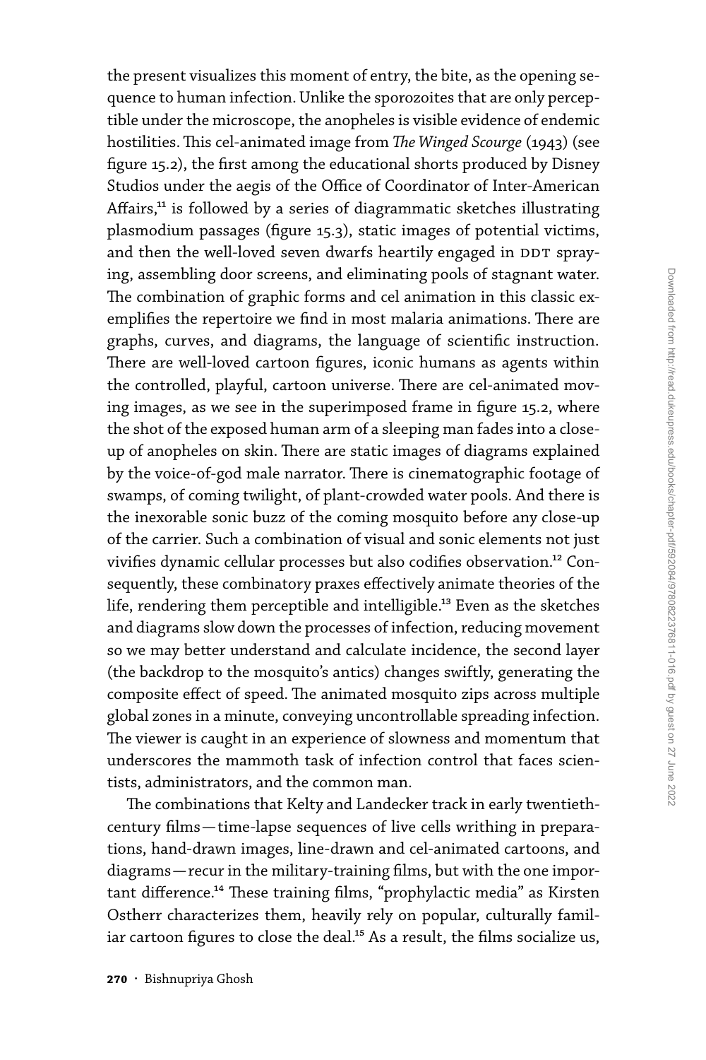the present visualizes this moment of entry, the bite, as the opening sequence to human infection. Unlike the sporozoites that are only perceptible under the microscope, the anopheles is visible evidence of endemic hostilities. This cel-animated image from *The Winged Scourge* (1943) (see figure 15.2), the first among the educational shorts produced by Disney Studios under the aegis of the Office of Coordinator of Inter-American Affairs,[11] is followed by a series of diagrammatic sketches illustrating plasmodium passages (figure 15.3), static images of potential victims, and then the well-loved seven dwarfs heartily engaged in DDT spraying, assembling door screens, and eliminating pools of stagnant water. The combination of graphic forms and cel animation in this classic exemplifies the repertoire we find in most malaria animations. There are graphs, curves, and diagrams, the language of scientific instruction. There are well-loved cartoon figures, iconic humans as agents within the controlled, playful, cartoon universe. There are cel-animated moving images, as we see in the superimposed frame in figure 15.2, where the shot of the exposed human arm of a sleeping man fades into a close-up of anopheles on skin. There are static images of diagrams explained by the voice-of-god male narrator. There is cinematographic footage of swamps, of coming twilight, of plant-crowded water pools. And there is the inexorable sonic buzz of the coming mosquito before any close-up of the carrier. Such a combination of visual and sonic elements not just vivifies dynamic cellular processes but also codifies observation.[12] Consequently, these combinatory praxes effectively animate theories of the life, rendering them perceptible and intelligible.[13] Even as the sketches and diagrams slow down the processes of infection, reducing movement so we may better understand and calculate incidence, the second layer (the backdrop to the mosquito's antics) changes swiftly, generating the composite effect of speed. The animated mosquito zips across multiple global zones in a minute, conveying uncontrollable spreading infection. The viewer is caught in an experience of slowness and momentum that underscores the mammoth task of infection control that faces scientists, administrators, and the common man.

The combinations that Kelty and Landecker track in early twentieth-century films—time-lapse sequences of live cells writhing in preparations, hand-drawn images, line-drawn and cel-animated cartoons, and diagrams—recur in the military-training films, but with the one important difference.[14] These training films, "prophylactic media" as Kirsten Ostherr characterizes them, heavily rely on popular, culturally familiar cartoon figures to close the deal.[15] As a result, the films socialize us,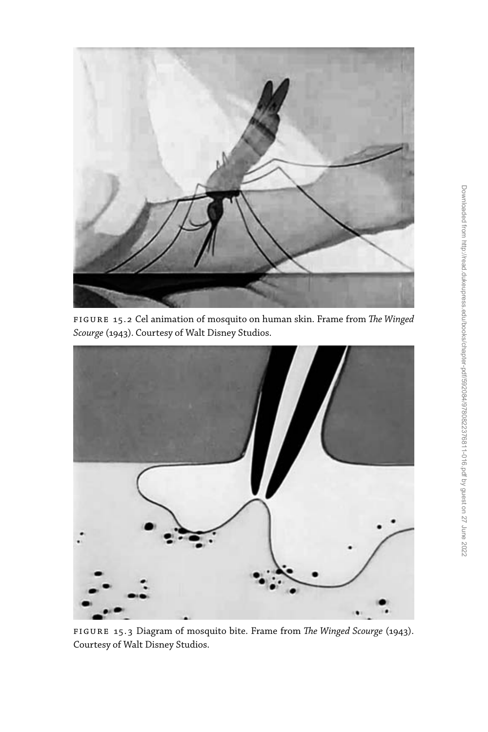FIGURE 15.2 Cel animation of mosquito on human skin. Frame from *The Winged Scourge* (1943). Courtesy of Walt Disney Studios.

FIGURE 15.3 Diagram of mosquito bite. Frame from *The Winged Scourge* (1943). Courtesy of Walt Disney Studios.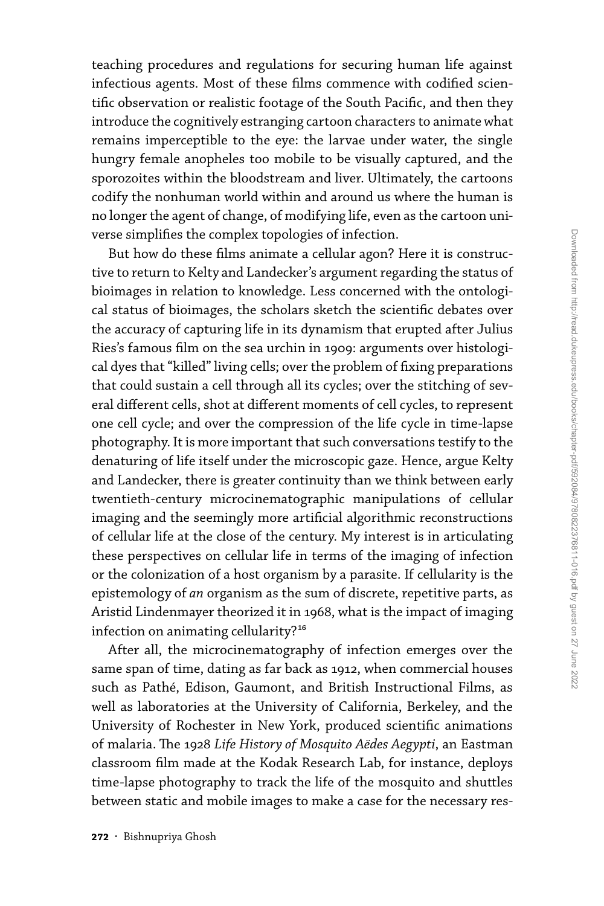teaching procedures and regulations for securing human life against infectious agents. Most of these films commence with codified scientific observation or realistic footage of the South Pacific, and then they introduce the cognitively estranging cartoon characters to animate what remains imperceptible to the eye: the larvae under water, the single hungry female anopheles too mobile to be visually captured, and the sporozoites within the bloodstream and liver. Ultimately, the cartoons codify the nonhuman world within and around us where the human is no longer the agent of change, of modifying life, even as the cartoon universe simplifies the complex topologies of infection.

But how do these films animate a cellular agon? Here it is constructive to return to Kelty and Landecker's argument regarding the status of bioimages in relation to knowledge. Less concerned with the ontological status of bioimages, the scholars sketch the scientific debates over the accuracy of capturing life in its dynamism that erupted after Julius Ries's famous film on the sea urchin in 1909: arguments over histological dyes that "killed" living cells; over the problem of fixing preparations that could sustain a cell through all its cycles; over the stitching of several different cells, shot at different moments of cell cycles, to represent one cell cycle; and over the compression of the life cycle in time-lapse photography. It is more important that such conversations testify to the denaturing of life itself under the microscopic gaze. Hence, argue Kelty and Landecker, there is greater continuity than we think between early twentieth-century microcinematographic manipulations of cellular imaging and the seemingly more artificial algorithmic reconstructions of cellular life at the close of the century. My interest is in articulating these perspectives on cellular life in terms of the imaging of infection or the colonization of a host organism by a parasite. If cellularity is the epistemology of *an* organism as the sum of discrete, repetitive parts, as Aristid Lindenmayer theorized it in 1968, what is the impact of imaging infection on animating cellularity?[16]

After all, the microcinematography of infection emerges over the same span of time, dating as far back as 1912, when commercial houses such as Pathé, Edison, Gaumont, and British Instructional Films, as well as laboratories at the University of California, Berkeley, and the University of Rochester in New York, produced scientific animations of malaria. The 1928 *Life History of Mosquito Aëdes Aegypti*, an Eastman classroom film made at the Kodak Research Lab, for instance, deploys time-lapse photography to track the life of the mosquito and shuttles between static and mobile images to make a case for the necessary res-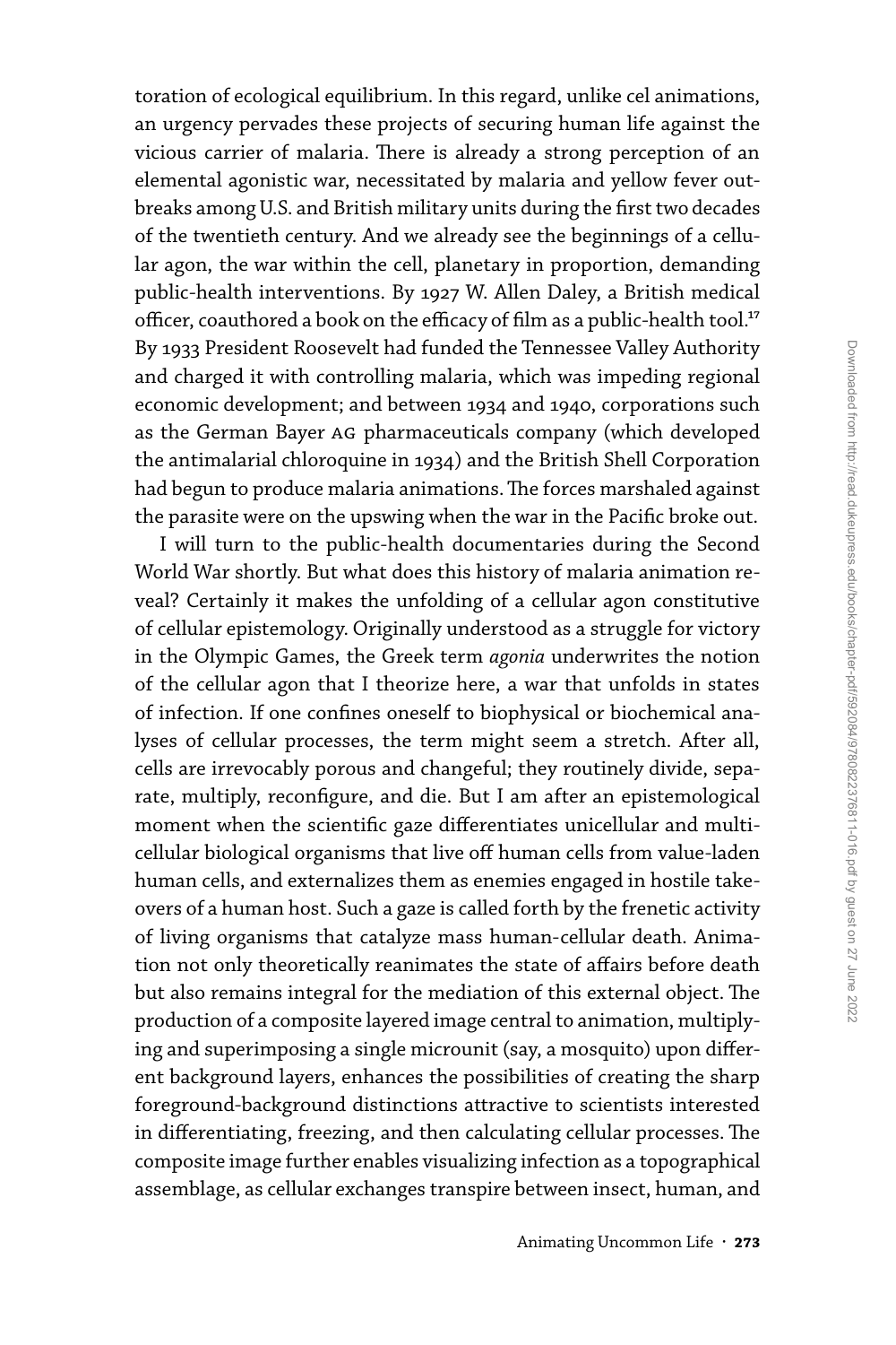toration of ecological equilibrium. In this regard, unlike cel animations, an urgency pervades these projects of securing human life against the vicious carrier of malaria. There is already a strong perception of an elemental agonistic war, necessitated by malaria and yellow fever outbreaks among U.S. and British military units during the first two decades of the twentieth century. And we already see the beginnings of a cellular agon, the war within the cell, planetary in proportion, demanding public-health interventions. By 1927 W. Allen Daley, a British medical officer, coauthored a book on the efficacy of film as a public-health tool.[17] By 1933 President Roosevelt had funded the Tennessee Valley Authority and charged it with controlling malaria, which was impeding regional economic development; and between 1934 and 1940, corporations such as the German Bayer AG pharmaceuticals company (which developed the antimalarial chloroquine in 1934) and the British Shell Corporation had begun to produce malaria animations. The forces marshaled against the parasite were on the upswing when the war in the Pacific broke out.

I will turn to the public-health documentaries during the Second World War shortly. But what does this history of malaria animation reveal? Certainly it makes the unfolding of a cellular agon constitutive of cellular epistemology. Originally understood as a struggle for victory in the Olympic Games, the Greek term *agonia* underwrites the notion of the cellular agon that I theorize here, a war that unfolds in states of infection. If one confines oneself to biophysical or biochemical analyses of cellular processes, the term might seem a stretch. After all, cells are irrevocably porous and changeful; they routinely divide, separate, multiply, reconfigure, and die. But I am after an epistemological moment when the scientific gaze differentiates unicellular and multicellular biological organisms that live off human cells from value-laden human cells, and externalizes them as enemies engaged in hostile takeovers of a human host. Such a gaze is called forth by the frenetic activity of living organisms that catalyze mass human-cellular death. Animation not only theoretically reanimates the state of affairs before death but also remains integral for the mediation of this external object. The production of a composite layered image central to animation, multiplying and superimposing a single microunit (say, a mosquito) upon different background layers, enhances the possibilities of creating the sharp foreground-background distinctions attractive to scientists interested in differentiating, freezing, and then calculating cellular processes. The composite image further enables visualizing infection as a topographical assemblage, as cellular exchanges transpire between insect, human, and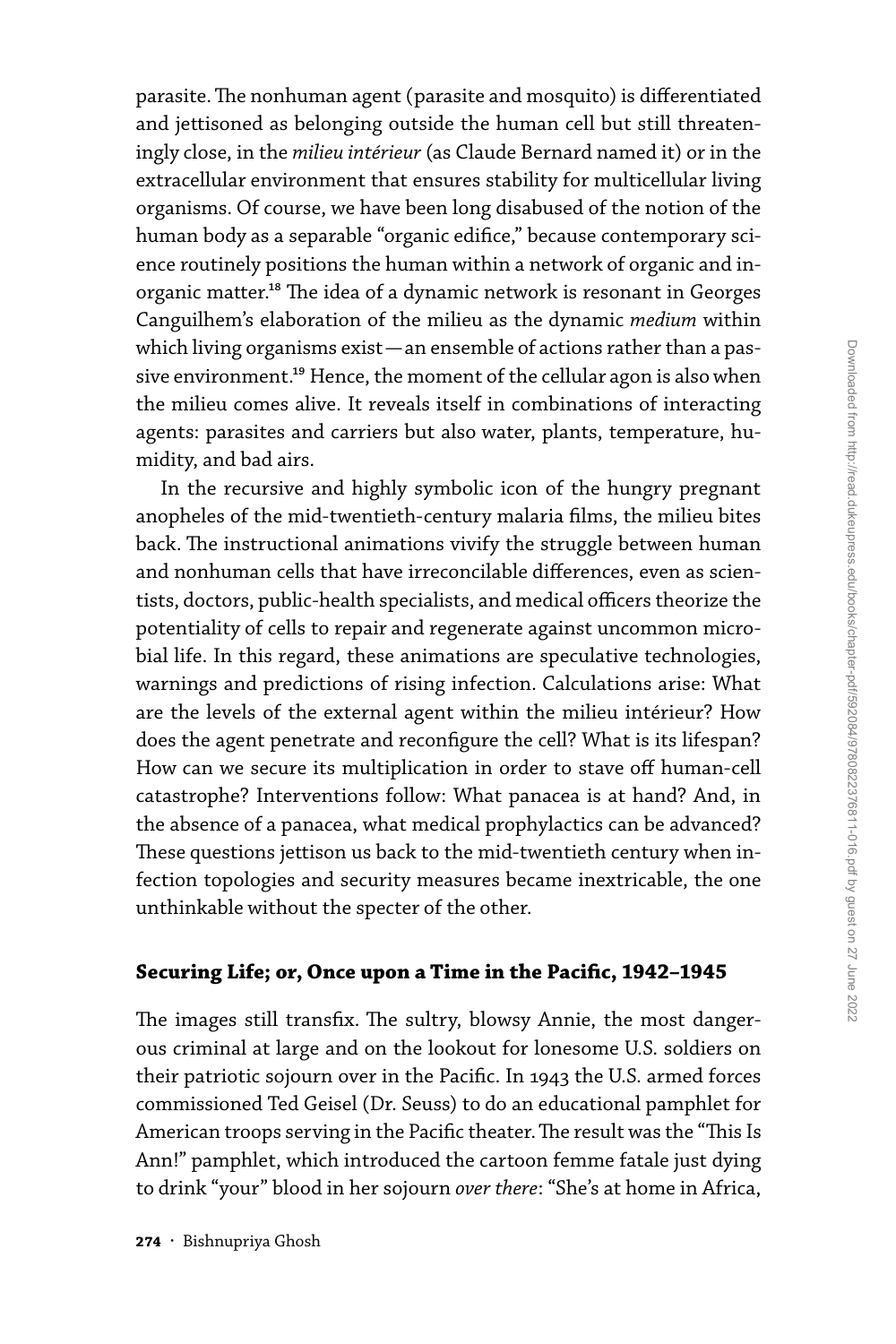parasite. The nonhuman agent (parasite and mosquito) is differentiated and jettisoned as belonging outside the human cell but still threateningly close, in the *milieu intérieur* (as Claude Bernard named it) or in the extracellular environment that ensures stability for multicellular living organisms. Of course, we have been long disabused of the notion of the human body as a separable "organic edifice," because contemporary science routinely positions the human within a network of organic and inorganic matter.[18] The idea of a dynamic network is resonant in Georges Canguilhem's elaboration of the milieu as the dynamic *medium* within which living organisms exist—an ensemble of actions rather than a passive environment.[19] Hence, the moment of the cellular agon is also when the milieu comes alive. It reveals itself in combinations of interacting agents: parasites and carriers but also water, plants, temperature, humidity, and bad airs.

In the recursive and highly symbolic icon of the hungry pregnant anopheles of the mid-twentieth-century malaria films, the milieu bites back. The instructional animations vivify the struggle between human and nonhuman cells that have irreconcilable differences, even as scientists, doctors, public-health specialists, and medical officers theorize the potentiality of cells to repair and regenerate against uncommon microbial life. In this regard, these animations are speculative technologies, warnings and predictions of rising infection. Calculations arise: What are the levels of the external agent within the milieu intérieur? How does the agent penetrate and reconfigure the cell? What is its lifespan? How can we secure its multiplication in order to stave off human-cell catastrophe? Interventions follow: What panacea is at hand? And, in the absence of a panacea, what medical prophylactics can be advanced? These questions jettison us back to the mid-twentieth century when infection topologies and security measures became inextricable, the one unthinkable without the specter of the other.

## Securing Life; or, Once upon a Time in the Pacific, 1942–1945

The images still transfix. The sultry, blowsy Annie, the most dangerous criminal at large and on the lookout for lonesome U.S. soldiers on their patriotic sojourn over in the Pacific. In 1943 the U.S. armed forces commissioned Ted Geisel (Dr. Seuss) to do an educational pamphlet for American troops serving in the Pacific theater. The result was the "This Is Ann!" pamphlet, which introduced the cartoon femme fatale just dying to drink "your" blood in her sojourn *over there*: "She's at home in Africa,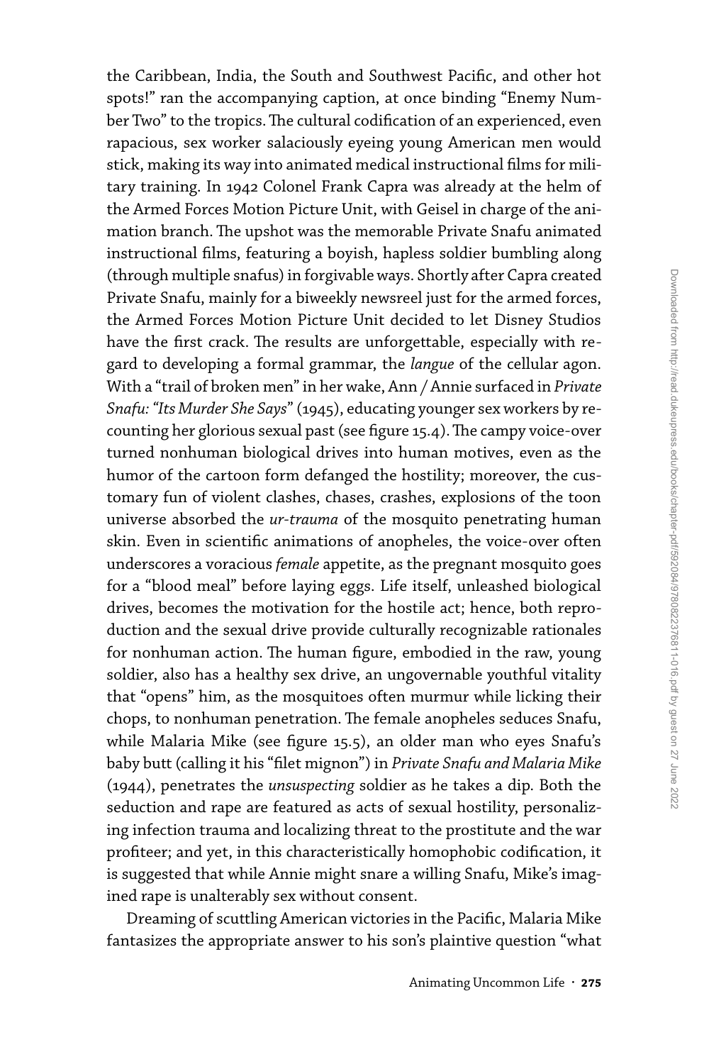the Caribbean, India, the South and Southwest Pacific, and other hot spots!" ran the accompanying caption, at once binding "Enemy Number Two" to the tropics. The cultural codification of an experienced, even rapacious, sex worker salaciously eyeing young American men would stick, making its way into animated medical instructional films for military training. In 1942 Colonel Frank Capra was already at the helm of the Armed Forces Motion Picture Unit, with Geisel in charge of the animation branch. The upshot was the memorable Private Snafu animated instructional films, featuring a boyish, hapless soldier bumbling along (through multiple snafus) in forgivable ways. Shortly after Capra created Private Snafu, mainly for a biweekly newsreel just for the armed forces, the Armed Forces Motion Picture Unit decided to let Disney Studios have the first crack. The results are unforgettable, especially with regard to developing a formal grammar, the *langue* of the cellular agon. With a "trail of broken men" in her wake, Ann / Annie surfaced in *Private Snafu: "Its Murder She Says"* (1945), educating younger sex workers by recounting her glorious sexual past (see figure 15.4). The campy voice-over turned nonhuman biological drives into human motives, even as the humor of the cartoon form defanged the hostility; moreover, the customary fun of violent clashes, chases, crashes, explosions of the toon universe absorbed the *ur-trauma* of the mosquito penetrating human skin. Even in scientific animations of anopheles, the voice-over often underscores a voracious *female* appetite, as the pregnant mosquito goes for a "blood meal" before laying eggs. Life itself, unleashed biological drives, becomes the motivation for the hostile act; hence, both reproduction and the sexual drive provide culturally recognizable rationales for nonhuman action. The human figure, embodied in the raw, young soldier, also has a healthy sex drive, an ungovernable youthful vitality that "opens" him, as the mosquitoes often murmur while licking their chops, to nonhuman penetration. The female anopheles seduces Snafu, while Malaria Mike (see figure 15.5), an older man who eyes Snafu's baby butt (calling it his "filet mignon") in *Private Snafu and Malaria Mike* (1944), penetrates the *unsuspecting* soldier as he takes a dip. Both the seduction and rape are featured as acts of sexual hostility, personalizing infection trauma and localizing threat to the prostitute and the war profiteer; and yet, in this characteristically homophobic codification, it is suggested that while Annie might snare a willing Snafu, Mike's imagined rape is unalterably sex without consent.

Dreaming of scuttling American victories in the Pacific, Malaria Mike fantasizes the appropriate answer to his son's plaintive question "what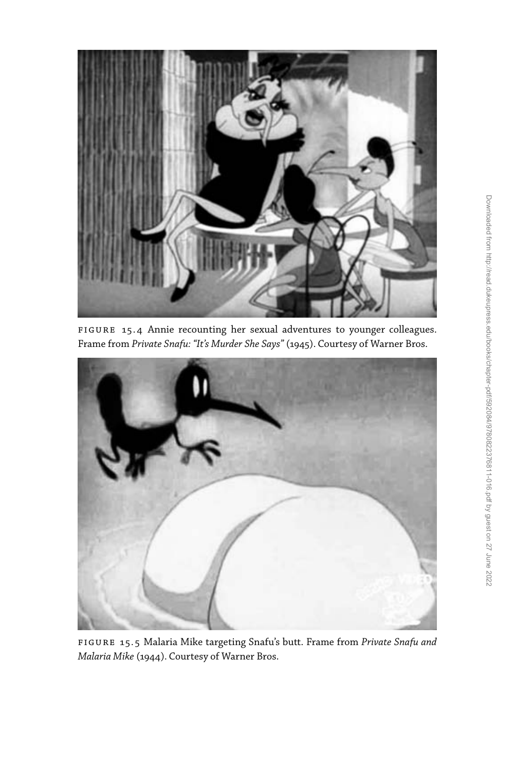FIGURE 15.4 Annie recounting her sexual adventures to younger colleagues. Frame from *Private Snafu: "It's Murder She Says"* (1945). Courtesy of Warner Bros.

FIGURE 15.5 Malaria Mike targeting Snafu's butt. Frame from *Private Snafu and Malaria Mike* (1944). Courtesy of Warner Bros.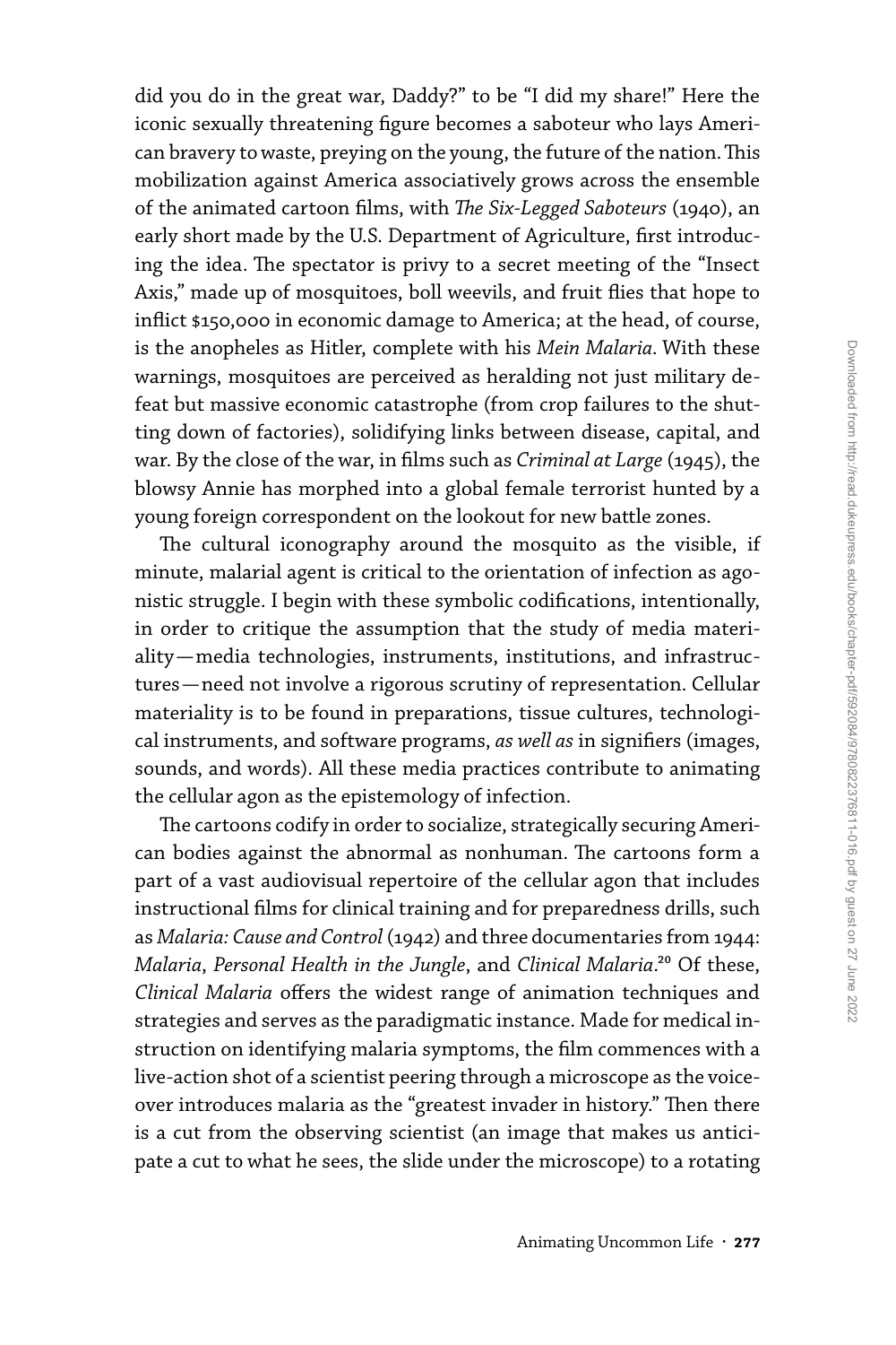did you do in the great war, Daddy?" to be "I did my share!" Here the iconic sexually threatening figure becomes a saboteur who lays American bravery to waste, preying on the young, the future of the nation. This mobilization against America associatively grows across the ensemble of the animated cartoon films, with *The Six-Legged Saboteurs* (1940), an early short made by the U.S. Department of Agriculture, first introducing the idea. The spectator is privy to a secret meeting of the "Insect Axis," made up of mosquitoes, boll weevils, and fruit flies that hope to inflict $150,000 in economic damage to America; at the head, of course, is the anopheles as Hitler, complete with his *Mein Malaria*. With these warnings, mosquitoes are perceived as heralding not just military defeat but massive economic catastrophe (from crop failures to the shutting down of factories), solidifying links between disease, capital, and war. By the close of the war, in films such as *Criminal at Large* (1945), the blowsy Annie has morphed into a global female terrorist hunted by a young foreign correspondent on the lookout for new battle zones.

The cultural iconography around the mosquito as the visible, if minute, malarial agent is critical to the orientation of infection as agonistic struggle. I begin with these symbolic codifications, intentionally, in order to critique the assumption that the study of media materiality—media technologies, instruments, institutions, and infrastructures—need not involve a rigorous scrutiny of representation. Cellular materiality is to be found in preparations, tissue cultures, technological instruments, and software programs, *as well as* in signifiers (images, sounds, and words). All these media practices contribute to animating the cellular agon as the epistemology of infection.

The cartoons codify in order to socialize, strategically securing American bodies against the abnormal as nonhuman. The cartoons form a part of a vast audiovisual repertoire of the cellular agon that includes instructional films for clinical training and for preparedness drills, such as *Malaria: Cause and Control* (1942) and three documentaries from 1944: *Malaria*, *Personal Health in the Jungle*, and *Clinical Malaria*.[20] Of these, *Clinical Malaria* offers the widest range of animation techniques and strategies and serves as the paradigmatic instance. Made for medical instruction on identifying malaria symptoms, the film commences with a live-action shot of a scientist peering through a microscope as the voice-over introduces malaria as the "greatest invader in history." Then there is a cut from the observing scientist (an image that makes us anticipate a cut to what he sees, the slide under the microscope) to a rotating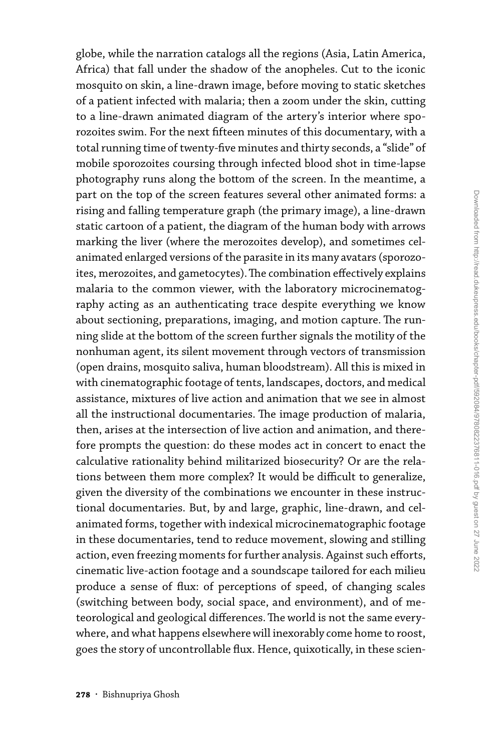globe, while the narration catalogs all the regions (Asia, Latin America, Africa) that fall under the shadow of the anopheles. Cut to the iconic mosquito on skin, a line-drawn image, before moving to static sketches of a patient infected with malaria; then a zoom under the skin, cutting to a line-drawn animated diagram of the artery's interior where sporozoites swim. For the next fifteen minutes of this documentary, with a total running time of twenty-five minutes and thirty seconds, a "slide" of mobile sporozoites coursing through infected blood shot in time-lapse photography runs along the bottom of the screen. In the meantime, a part on the top of the screen features several other animated forms: a rising and falling temperature graph (the primary image), a line-drawn static cartoon of a patient, the diagram of the human body with arrows marking the liver (where the merozoites develop), and sometimes cel-animated enlarged versions of the parasite in its many avatars (sporozoites, merozoites, and gametocytes). The combination effectively explains malaria to the common viewer, with the laboratory microcinematography acting as an authenticating trace despite everything we know about sectioning, preparations, imaging, and motion capture. The running slide at the bottom of the screen further signals the motility of the nonhuman agent, its silent movement through vectors of transmission (open drains, mosquito saliva, human bloodstream). All this is mixed in with cinematographic footage of tents, landscapes, doctors, and medical assistance, mixtures of live action and animation that we see in almost all the instructional documentaries. The image production of malaria, then, arises at the intersection of live action and animation, and therefore prompts the question: do these modes act in concert to enact the calculative rationality behind militarized biosecurity? Or are the relations between them more complex? It would be difficult to generalize, given the diversity of the combinations we encounter in these instructional documentaries. But, by and large, graphic, line-drawn, and cel-animated forms, together with indexical microcinematographic footage in these documentaries, tend to reduce movement, slowing and stilling action, even freezing moments for further analysis. Against such efforts, cinematic live-action footage and a soundscape tailored for each milieu produce a sense of flux: of perceptions of speed, of changing scales (switching between body, social space, and environment), and of meteorological and geological differences. The world is not the same everywhere, and what happens elsewhere will inexorably come home to roost, goes the story of uncontrollable flux. Hence, quixotically, in these scien-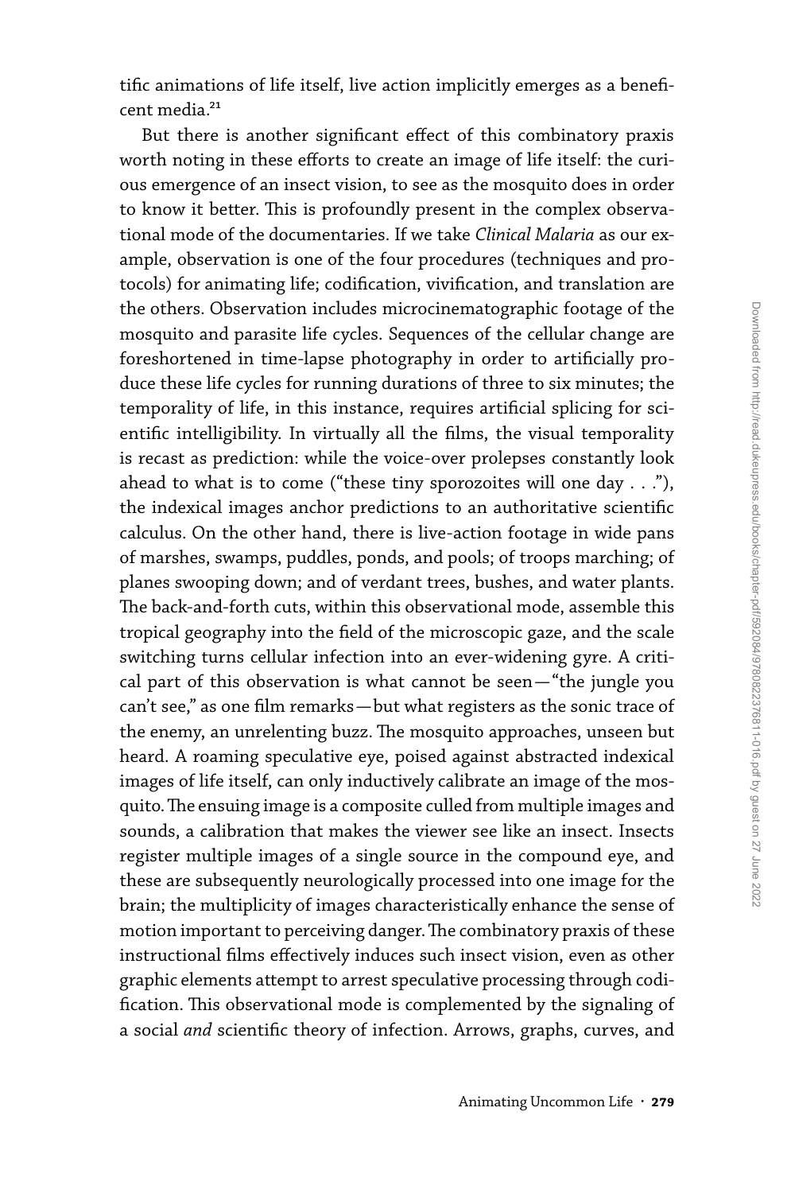tific animations of life itself, live action implicitly emerges as a beneficent media.[21]

But there is another significant effect of this combinatory praxis worth noting in these efforts to create an image of life itself: the curious emergence of an insect vision, to see as the mosquito does in order to know it better. This is profoundly present in the complex observational mode of the documentaries. If we take *Clinical Malaria* as our example, observation is one of the four procedures (techniques and protocols) for animating life; codification, vivification, and translation are the others. Observation includes microcinematographic footage of the mosquito and parasite life cycles. Sequences of the cellular change are foreshortened in time-lapse photography in order to artificially produce these life cycles for running durations of three to six minutes; the temporality of life, in this instance, requires artificial splicing for scientific intelligibility. In virtually all the films, the visual temporality is recast as prediction: while the voice-over prolepses constantly look ahead to what is to come ("these tiny sporozoites will one day . . ."), the indexical images anchor predictions to an authoritative scientific calculus. On the other hand, there is live-action footage in wide pans of marshes, swamps, puddles, ponds, and pools; of troops marching; of planes swooping down; and of verdant trees, bushes, and water plants. The back-and-forth cuts, within this observational mode, assemble this tropical geography into the field of the microscopic gaze, and the scale switching turns cellular infection into an ever-widening gyre. A critical part of this observation is what cannot be seen—"the jungle you can't see," as one film remarks—but what registers as the sonic trace of the enemy, an unrelenting buzz. The mosquito approaches, unseen but heard. A roaming speculative eye, poised against abstracted indexical images of life itself, can only inductively calibrate an image of the mosquito. The ensuing image is a composite culled from multiple images and sounds, a calibration that makes the viewer see like an insect. Insects register multiple images of a single source in the compound eye, and these are subsequently neurologically processed into one image for the brain; the multiplicity of images characteristically enhance the sense of motion important to perceiving danger. The combinatory praxis of these instructional films effectively induces such insect vision, even as other graphic elements attempt to arrest speculative processing through codification. This observational mode is complemented by the signaling of a social *and* scientific theory of infection. Arrows, graphs, curves, and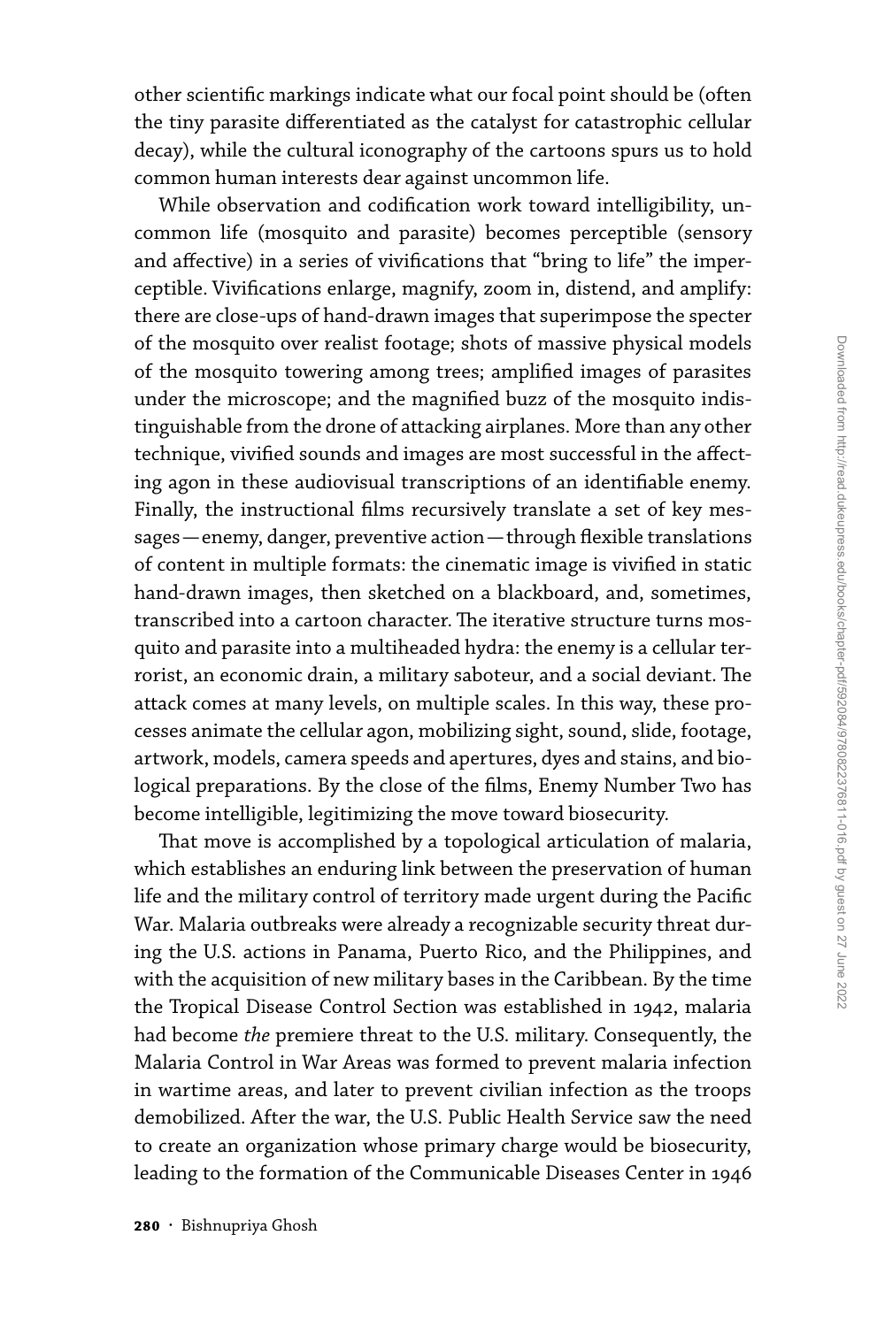other scientific markings indicate what our focal point should be (often the tiny parasite differentiated as the catalyst for catastrophic cellular decay), while the cultural iconography of the cartoons spurs us to hold common human interests dear against uncommon life.

While observation and codification work toward intelligibility, uncommon life (mosquito and parasite) becomes perceptible (sensory and affective) in a series of vivifications that "bring to life" the imperceptible. Vivifications enlarge, magnify, zoom in, distend, and amplify: there are close-ups of hand-drawn images that superimpose the specter of the mosquito over realist footage; shots of massive physical models of the mosquito towering among trees; amplified images of parasites under the microscope; and the magnified buzz of the mosquito indistinguishable from the drone of attacking airplanes. More than any other technique, vivified sounds and images are most successful in the affecting agon in these audiovisual transcriptions of an identifiable enemy. Finally, the instructional films recursively translate a set of key messages — enemy, danger, preventive action — through flexible translations of content in multiple formats: the cinematic image is vivified in static hand-drawn images, then sketched on a blackboard, and, sometimes, transcribed into a cartoon character. The iterative structure turns mosquito and parasite into a multiheaded hydra: the enemy is a cellular terrorist, an economic drain, a military saboteur, and a social deviant. The attack comes at many levels, on multiple scales. In this way, these processes animate the cellular agon, mobilizing sight, sound, slide, footage, artwork, models, camera speeds and apertures, dyes and stains, and biological preparations. By the close of the films, Enemy Number Two has become intelligible, legitimizing the move toward biosecurity.

That move is accomplished by a topological articulation of malaria, which establishes an enduring link between the preservation of human life and the military control of territory made urgent during the Pacific War. Malaria outbreaks were already a recognizable security threat during the U.S. actions in Panama, Puerto Rico, and the Philippines, and with the acquisition of new military bases in the Caribbean. By the time the Tropical Disease Control Section was established in 1942, malaria had become *the* premiere threat to the U.S. military. Consequently, the Malaria Control in War Areas was formed to prevent malaria infection in wartime areas, and later to prevent civilian infection as the troops demobilized. After the war, the U.S. Public Health Service saw the need to create an organization whose primary charge would be biosecurity, leading to the formation of the Communicable Diseases Center in 1946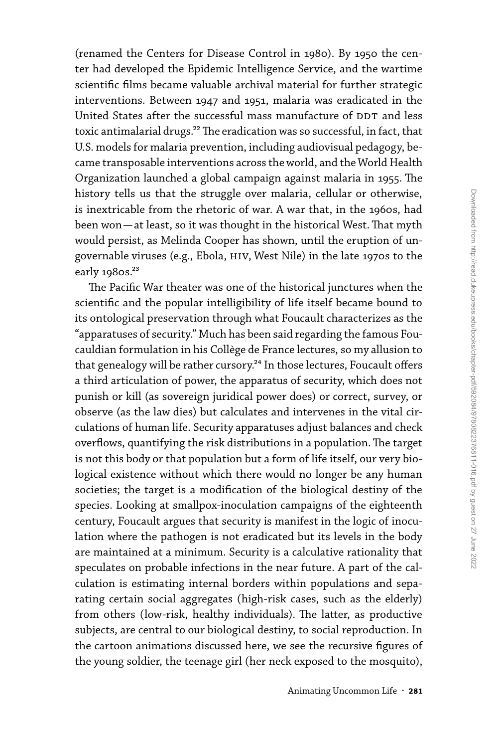(renamed the Centers for Disease Control in 1980). By 1950 the center had developed the Epidemic Intelligence Service, and the wartime scientific films became valuable archival material for further strategic interventions. Between 1947 and 1951, malaria was eradicated in the United States after the successful mass manufacture of DDT and less toxic antimalarial drugs.[22] The eradication was so successful, in fact, that U.S. models for malaria prevention, including audiovisual pedagogy, became transposable interventions across the world, and the World Health Organization launched a global campaign against malaria in 1955. The history tells us that the struggle over malaria, cellular or otherwise, is inextricable from the rhetoric of war. A war that, in the 1960s, had been won—at least, so it was thought in the historical West. That myth would persist, as Melinda Cooper has shown, until the eruption of ungovernable viruses (e.g., Ebola, HIV, West Nile) in the late 1970s to the early 1980s.[23]

The Pacific War theater was one of the historical junctures when the scientific and the popular intelligibility of life itself became bound to its ontological preservation through what Foucault characterizes as the "apparatuses of security." Much has been said regarding the famous Foucauldian formulation in his Collège de France lectures, so my allusion to that genealogy will be rather cursory.[24] In those lectures, Foucault offers a third articulation of power, the apparatus of security, which does not punish or kill (as sovereign juridical power does) or correct, survey, or observe (as the law dies) but calculates and intervenes in the vital circulations of human life. Security apparatuses adjust balances and check overflows, quantifying the risk distributions in a population. The target is not this body or that population but a form of life itself, our very biological existence without which there would no longer be any human societies; the target is a modification of the biological destiny of the species. Looking at smallpox-inoculation campaigns of the eighteenth century, Foucault argues that security is manifest in the logic of inoculation where the pathogen is not eradicated but its levels in the body are maintained at a minimum. Security is a calculative rationality that speculates on probable infections in the near future. A part of the calculation is estimating internal borders within populations and separating certain social aggregates (high-risk cases, such as the elderly) from others (low-risk, healthy individuals). The latter, as productive subjects, are central to our biological destiny, to social reproduction. In the cartoon animations discussed here, we see the recursive figures of the young soldier, the teenage girl (her neck exposed to the mosquito),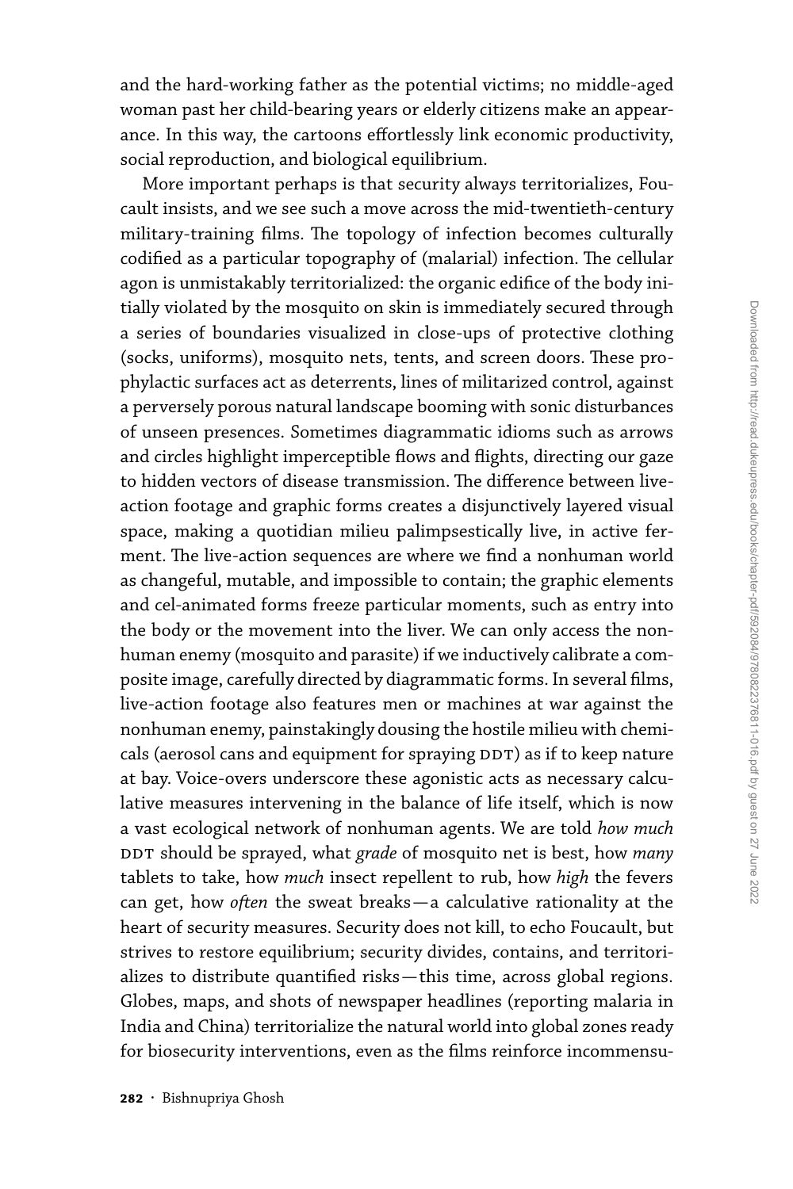and the hard-working father as the potential victims; no middle-aged woman past her child-bearing years or elderly citizens make an appearance. In this way, the cartoons effortlessly link economic productivity, social reproduction, and biological equilibrium.

More important perhaps is that security always territorializes, Foucault insists, and we see such a move across the mid-twentieth-century military-training films. The topology of infection becomes culturally codified as a particular topography of (malarial) infection. The cellular agon is unmistakably territorialized: the organic edifice of the body initially violated by the mosquito on skin is immediately secured through a series of boundaries visualized in close-ups of protective clothing (socks, uniforms), mosquito nets, tents, and screen doors. These prophylactic surfaces act as deterrents, lines of militarized control, against a perversely porous natural landscape booming with sonic disturbances of unseen presences. Sometimes diagrammatic idioms such as arrows and circles highlight imperceptible flows and flights, directing our gaze to hidden vectors of disease transmission. The difference between live-action footage and graphic forms creates a disjunctively layered visual space, making a quotidian milieu palimpsestically live, in active ferment. The live-action sequences are where we find a nonhuman world as changeful, mutable, and impossible to contain; the graphic elements and cel-animated forms freeze particular moments, such as entry into the body or the movement into the liver. We can only access the nonhuman enemy (mosquito and parasite) if we inductively calibrate a composite image, carefully directed by diagrammatic forms. In several films, live-action footage also features men or machines at war against the nonhuman enemy, painstakingly dousing the hostile milieu with chemicals (aerosol cans and equipment for spraying DDT) as if to keep nature at bay. Voice-overs underscore these agonistic acts as necessary calculative measures intervening in the balance of life itself, which is now a vast ecological network of nonhuman agents. We are told *how much* DDT should be sprayed, what *grade* of mosquito net is best, how *many* tablets to take, how *much* insect repellent to rub, how *high* the fevers can get, how *often* the sweat breaks—a calculative rationality at the heart of security measures. Security does not kill, to echo Foucault, but strives to restore equilibrium; security divides, contains, and territorializes to distribute quantified risks—this time, across global regions. Globes, maps, and shots of newspaper headlines (reporting malaria in India and China) territorialize the natural world into global zones ready for biosecurity interventions, even as the films reinforce incommensu-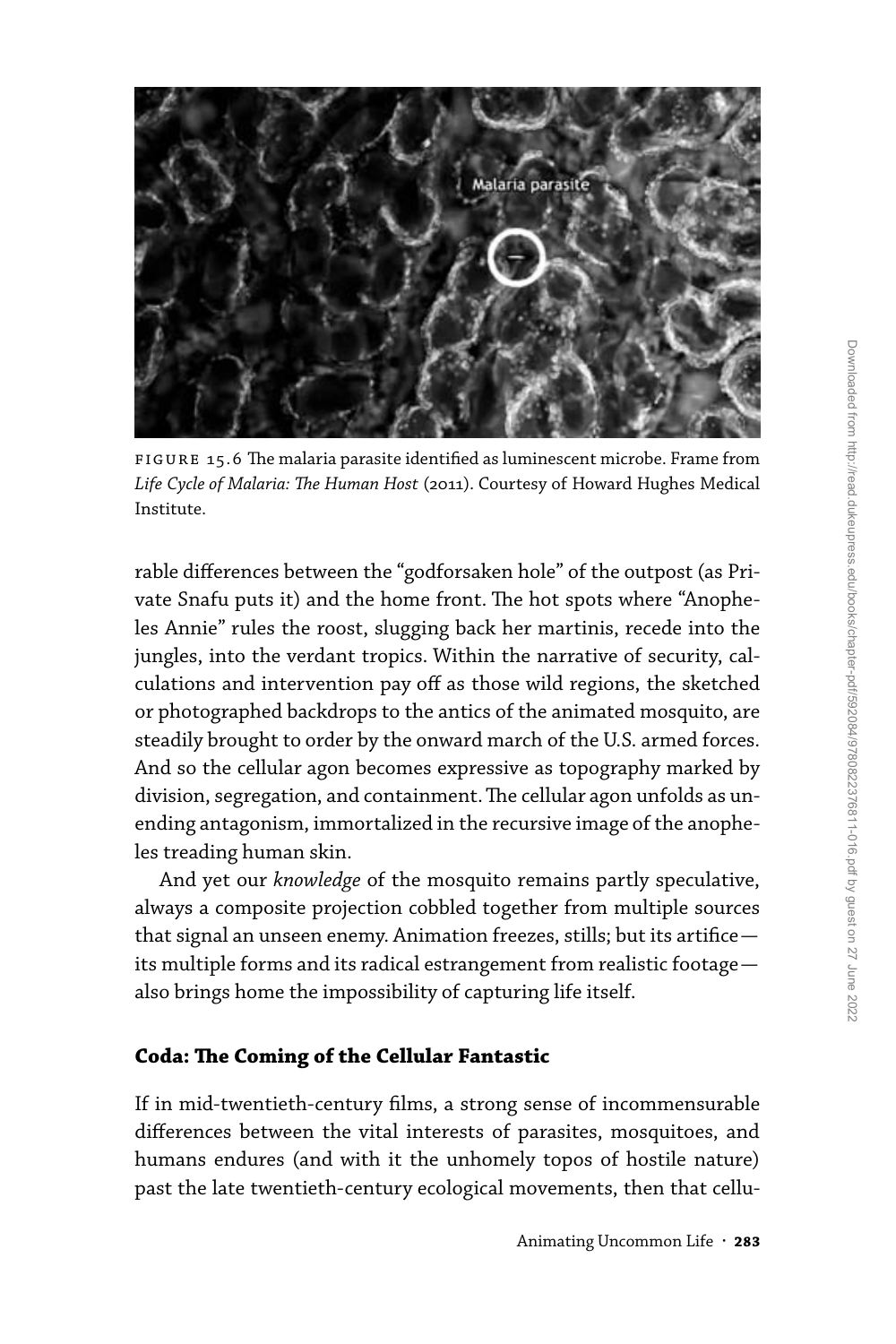FIGURE 15.6 The malaria parasite identified as luminescent microbe. Frame from *Life Cycle of Malaria: The Human Host* (2011). Courtesy of Howard Hughes Medical Institute.

rable differences between the "godforsaken hole" of the outpost (as Private Snafu puts it) and the home front. The hot spots where "Anopheles Annie" rules the roost, slugging back her martinis, recede into the jungles, into the verdant tropics. Within the narrative of security, calculations and intervention pay off as those wild regions, the sketched or photographed backdrops to the antics of the animated mosquito, are steadily brought to order by the onward march of the U.S. armed forces. And so the cellular agon becomes expressive as topography marked by division, segregation, and containment. The cellular agon unfolds as unending antagonism, immortalized in the recursive image of the anopheles treading human skin.

And yet our *knowledge* of the mosquito remains partly speculative, always a composite projection cobbled together from multiple sources that signal an unseen enemy. Animation freezes, stills; but its artifice—its multiple forms and its radical estrangement from realistic footage—also brings home the impossibility of capturing life itself.

## Coda: The Coming of the Cellular Fantastic

If in mid-twentieth-century films, a strong sense of incommensurable differences between the vital interests of parasites, mosquitoes, and humans endures (and with it the unhomely topos of hostile nature) past the late twentieth-century ecological movements, then that cellu-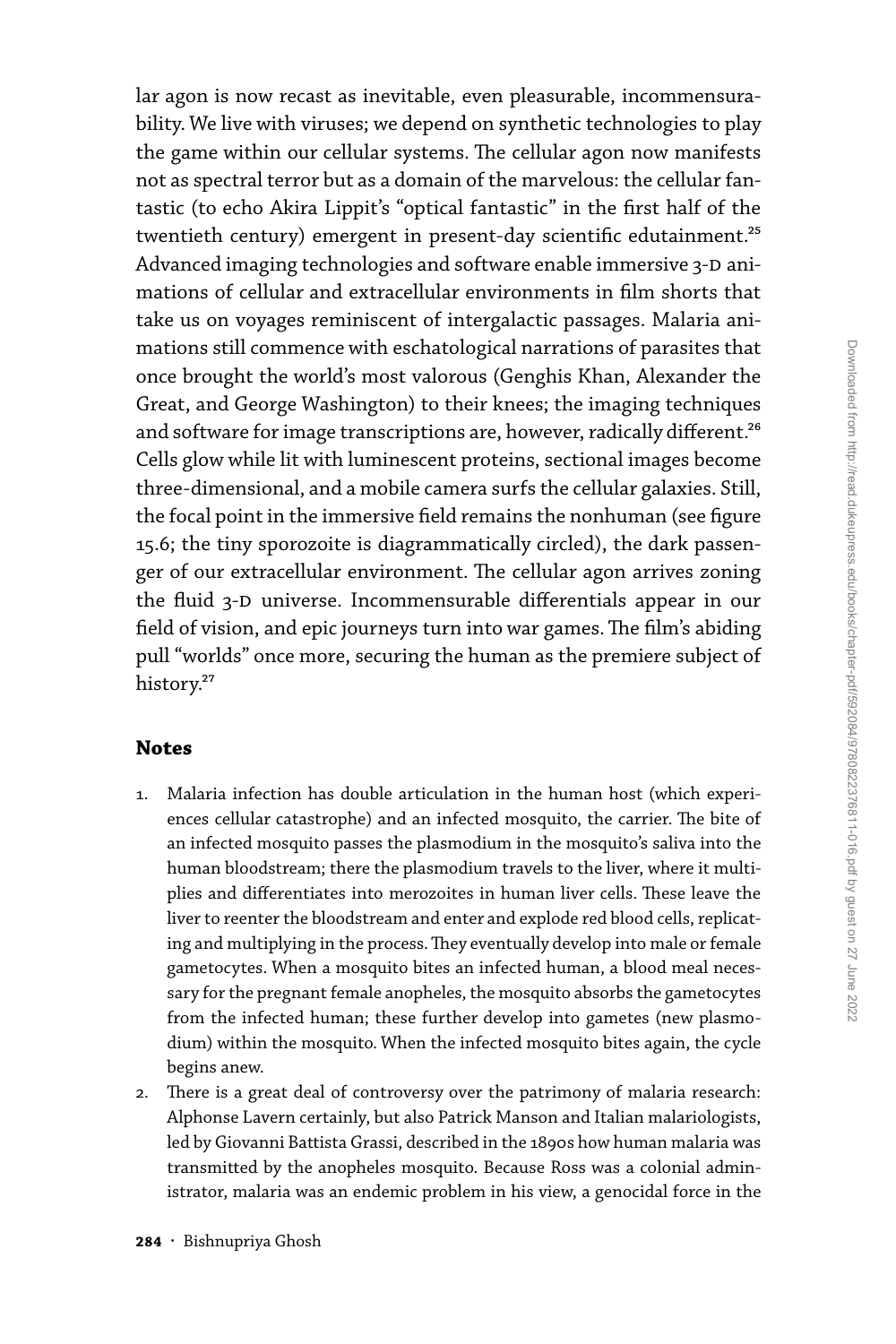lar agon is now recast as inevitable, even pleasurable, incommensurability. We live with viruses; we depend on synthetic technologies to play the game within our cellular systems. The cellular agon now manifests not as spectral terror but as a domain of the marvelous: the cellular fantastic (to echo Akira Lippit's "optical fantastic" in the first half of the twentieth century) emergent in present-day scientific edutainment.[25] Advanced imaging technologies and software enable immersive 3-D animations of cellular and extracellular environments in film shorts that take us on voyages reminiscent of intergalactic passages. Malaria animations still commence with eschatological narrations of parasites that once brought the world's most valorous (Genghis Khan, Alexander the Great, and George Washington) to their knees; the imaging techniques and software for image transcriptions are, however, radically different.[26] Cells glow while lit with luminescent proteins, sectional images become three-dimensional, and a mobile camera surfs the cellular galaxies. Still, the focal point in the immersive field remains the nonhuman (see figure 15.6; the tiny sporozoite is diagrammatically circled), the dark passenger of our extracellular environment. The cellular agon arrives zoning the fluid 3-D universe. Incommensurable differentials appear in our field of vision, and epic journeys turn into war games. The film's abiding pull "worlds" once more, securing the human as the premiere subject of history.[27]

## Notes

1. Malaria infection has double articulation in the human host (which experiences cellular catastrophe) and an infected mosquito, the carrier. The bite of an infected mosquito passes the plasmodium in the mosquito's saliva into the human bloodstream; there the plasmodium travels to the liver, where it multiplies and differentiates into merozoites in human liver cells. These leave the liver to reenter the bloodstream and enter and explode red blood cells, replicating and multiplying in the process. They eventually develop into male or female gametocytes. When a mosquito bites an infected human, a blood meal necessary for the pregnant female anopheles, the mosquito absorbs the gametocytes from the infected human; these further develop into gametes (new plasmodium) within the mosquito. When the infected mosquito bites again, the cycle begins anew.
2. There is a great deal of controversy over the patrimony of malaria research: Alphonse Lavern certainly, but also Patrick Manson and Italian malariologists, led by Giovanni Battista Grassi, described in the 1890s how human malaria was transmitted by the anopheles mosquito. Because Ross was a colonial administrator, malaria was an endemic problem in his view, a genocidal force in the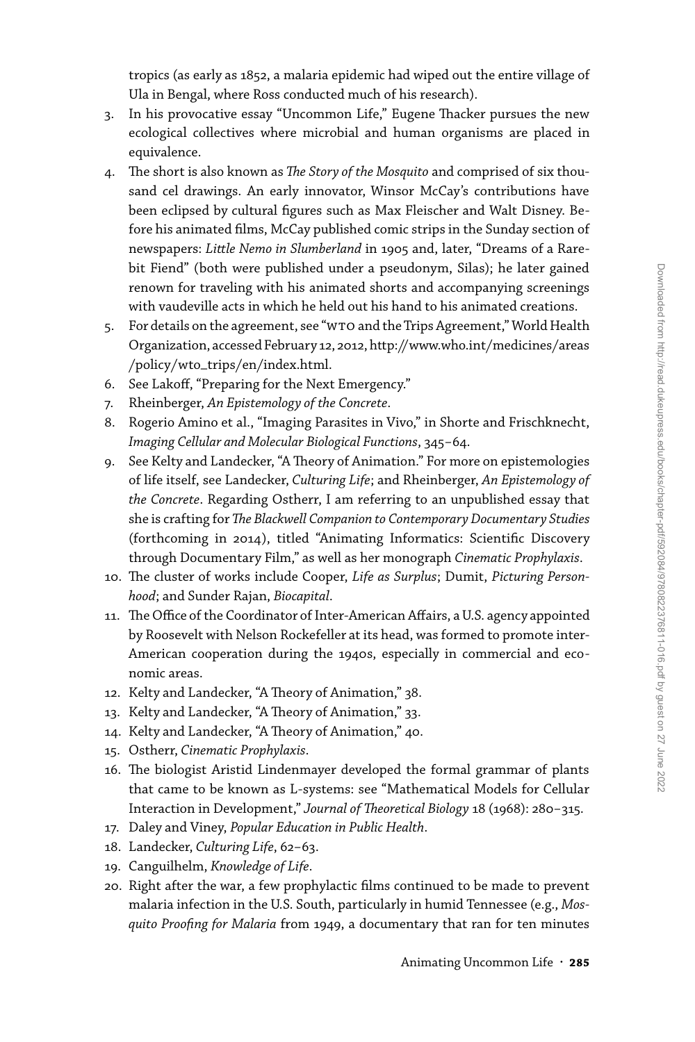tropics (as early as 1852, a malaria epidemic had wiped out the entire village of Ula in Bengal, where Ross conducted much of his research).

3. In his provocative essay "Uncommon Life," Eugene Thacker pursues the new ecological collectives where microbial and human organisms are placed in equivalence.
4. The short is also known as *The Story of the Mosquito* and comprised of six thousand cel drawings. An early innovator, Winsor McCay's contributions have been eclipsed by cultural figures such as Max Fleischer and Walt Disney. Before his animated films, McCay published comic strips in the Sunday section of newspapers: *Little Nemo in Slumberland* in 1905 and, later, "Dreams of a Rarebit Fiend" (both were published under a pseudonym, Silas); he later gained renown for traveling with his animated shorts and accompanying screenings with vaudeville acts in which he held out his hand to his animated creations.
5. For details on the agreement, see "WTO and the Trips Agreement," World Health Organization, accessed February 12, 2012, http://www.who.int/medicines/areas/policy/wto_trips/en/index.html.
6. See Lakoff, "Preparing for the Next Emergency."
7. Rheinberger, *An Epistemology of the Concrete*.
8. Rogerio Amino et al., "Imaging Parasites in Vivo," in Shorte and Frischknecht, *Imaging Cellular and Molecular Biological Functions*, 345–64.
9. See Kelty and Landecker, "A Theory of Animation." For more on epistemologies of life itself, see Landecker, *Culturing Life*; and Rheinberger, *An Epistemology of the Concrete*. Regarding Ostherr, I am referring to an unpublished essay that she is crafting for *The Blackwell Companion to Contemporary Documentary Studies* (forthcoming in 2014), titled "Animating Informatics: Scientific Discovery through Documentary Film," as well as her monograph *Cinematic Prophylaxis*.
10. The cluster of works include Cooper, *Life as Surplus*; Dumit, *Picturing Personhood*; and Sunder Rajan, *Biocapital*.
11. The Office of the Coordinator of Inter-American Affairs, a U.S. agency appointed by Roosevelt with Nelson Rockefeller at its head, was formed to promote inter-American cooperation during the 1940s, especially in commercial and economic areas.
12. Kelty and Landecker, "A Theory of Animation," 38.
13. Kelty and Landecker, "A Theory of Animation," 33.
14. Kelty and Landecker, "A Theory of Animation," 40.
15. Ostherr, *Cinematic Prophylaxis*.
16. The biologist Aristid Lindenmayer developed the formal grammar of plants that came to be known as L-systems: see "Mathematical Models for Cellular Interaction in Development," *Journal of Theoretical Biology* 18 (1968): 280–315.
17. Daley and Viney, *Popular Education in Public Health*.
18. Landecker, *Culturing Life*, 62–63.
19. Canguilhelm, *Knowledge of Life*.
20. Right after the war, a few prophylactic films continued to be made to prevent malaria infection in the U.S. South, particularly in humid Tennessee (e.g., *Mosquito Proofing for Malaria* from 1949, a documentary that ran for ten minutes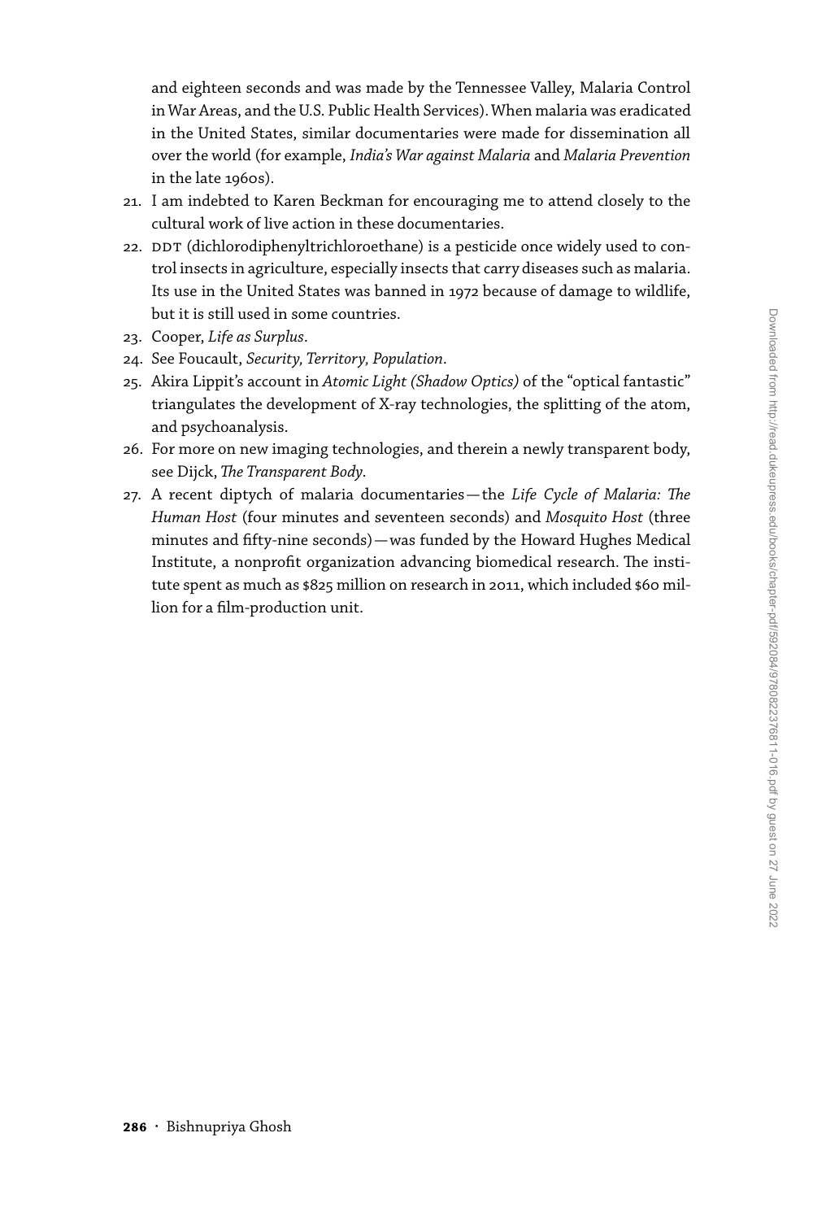and eighteen seconds and was made by the Tennessee Valley, Malaria Control in War Areas, and the U.S. Public Health Services). When malaria was eradicated in the United States, similar documentaries were made for dissemination all over the world (for example, *India's War against Malaria* and *Malaria Prevention* in the late 1960s).

21. I am indebted to Karen Beckman for encouraging me to attend closely to the cultural work of live action in these documentaries.
22. DDT (dichlorodiphenyltrichloroethane) is a pesticide once widely used to control insects in agriculture, especially insects that carry diseases such as malaria. Its use in the United States was banned in 1972 because of damage to wildlife, but it is still used in some countries.
23. Cooper, *Life as Surplus*.
24. See Foucault, *Security, Territory, Population*.
25. Akira Lippit's account in *Atomic Light (Shadow Optics)* of the "optical fantastic" triangulates the development of X-ray technologies, the splitting of the atom, and psychoanalysis.
26. For more on new imaging technologies, and therein a newly transparent body, see Dijck, *The Transparent Body*.
27. A recent diptych of malaria documentaries—the *Life Cycle of Malaria: The Human Host* (four minutes and seventeen seconds) and *Mosquito Host* (three minutes and fifty-nine seconds)—was funded by the Howard Hughes Medical Institute, a nonprofit organization advancing biomedical research. The institute spent as much as $825 million on research in 2011, which included $60 million for a film-production unit.